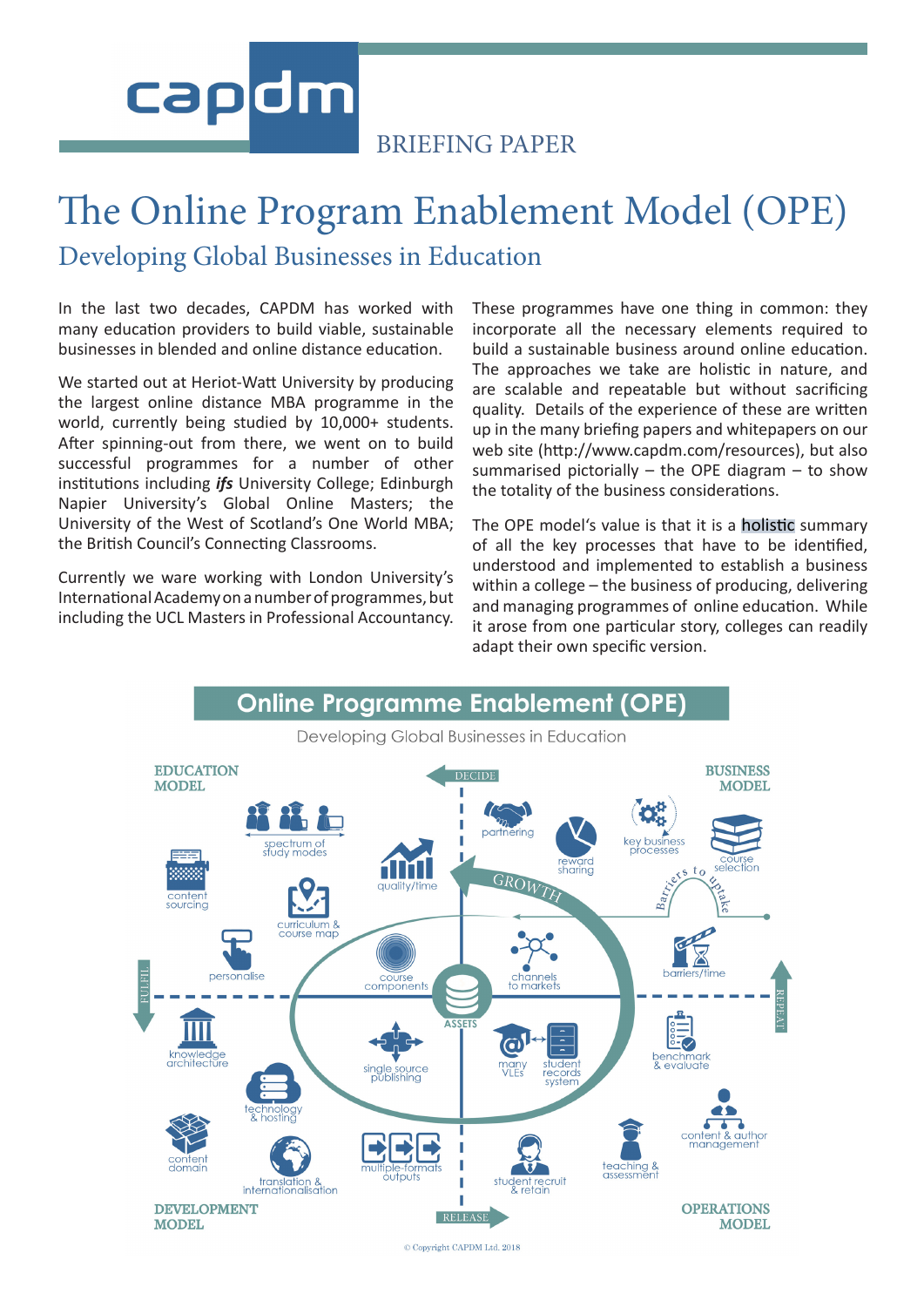capdm

BRIEFING PAPER

# The Online Program Enablement Model (OPE)

## Developing Global Businesses in Education

In the last two decades, CAPDM has worked with many education providers to build viable, sustainable businesses in blended and online distance education.

We started out at Heriot-Watt University by producing the largest online distance MBA programme in the world, currently being studied by 10,000+ students. After spinning-out from there, we went on to build successful programmes for a number of other institutions including ***ifs*** University College; Edinburgh Napier University's Global Online Masters; the University of the West of Scotland's One World MBA; the British Council's Connecting Classrooms.

Currently we ware working with London University's International Academy on a number of programmes, but including the UCL Masters in Professional Accountancy.

These programmes have one thing in common: they incorporate all the necessary elements required to build a sustainable business around online education. The approaches we take are holistic in nature, and are scalable and repeatable but without sacrificing quality. Details of the experience of these are written up in the many briefing papers and whitepapers on our web site (http://www.capdm.com/resources), but also summarised pictorially – the OPE diagram – to show the totality of the business considerations.

The OPE model's value is that it is a holistic summary of all the key processes that have to be identified, understood and implemented to establish a business within a college – the business of producing, delivering and managing programmes of online education. While it arose from one particular story, colleges can readily adapt their own specific version.

**Online Programme Enablement (OPE)**

Developing Global Businesses in Education

EDUCATION MODEL: spectrum of study modes; content sourcing; quality/time; curriculum & course map; personalise; course components

BUSINESS MODEL: partnering; reward sharing; key business processes; course selection; Barriers to uptake; channels to markets; barriers/time

DEVELOPMENT MODEL: knowledge architecture; single source publishing; technology & hosting; content domain; translation & internationalisation; multiple-formats outputs

OPERATIONS MODEL: many VLEs; student records system; benchmark & evaluate; content & author management; teaching & assessment; student recruit & retain

DECIDE – GROWTH – ASSETS – RELEASE – FULFIL – REPEAT

© Copyright CAPDM Ltd. 2018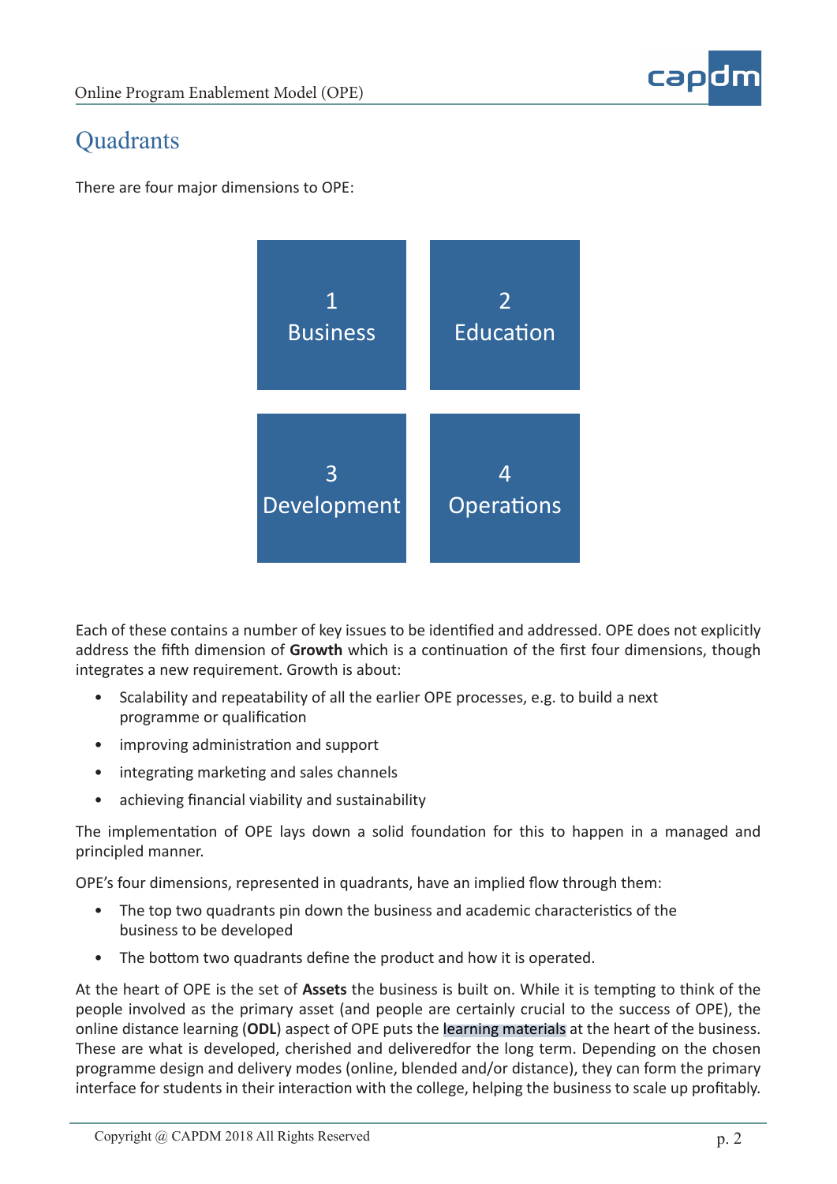## Quadrants

There are four major dimensions to OPE:

| 1 Business | 2 Education |
|---|---|
| 3 Development | 4 Operations |

Each of these contains a number of key issues to be identified and addressed. OPE does not explicitly address the fifth dimension of **Growth** which is a continuation of the first four dimensions, though integrates a new requirement. Growth is about:

- Scalability and repeatability of all the earlier OPE processes, e.g. to build a next programme or qualification
- improving administration and support
- integrating marketing and sales channels
- achieving financial viability and sustainability

The implementation of OPE lays down a solid foundation for this to happen in a managed and principled manner.

OPE's four dimensions, represented in quadrants, have an implied flow through them:

- The top two quadrants pin down the business and academic characteristics of the business to be developed
- The bottom two quadrants define the product and how it is operated.

At the heart of OPE is the set of **Assets** the business is built on. While it is tempting to think of the people involved as the primary asset (and people are certainly crucial to the success of OPE), the online distance learning (**ODL**) aspect of OPE puts the learning materials at the heart of the business. These are what is developed, cherished and deliveredfor the long term. Depending on the chosen programme design and delivery modes (online, blended and/or distance), they can form the primary interface for students in their interaction with the college, helping the business to scale up profitably.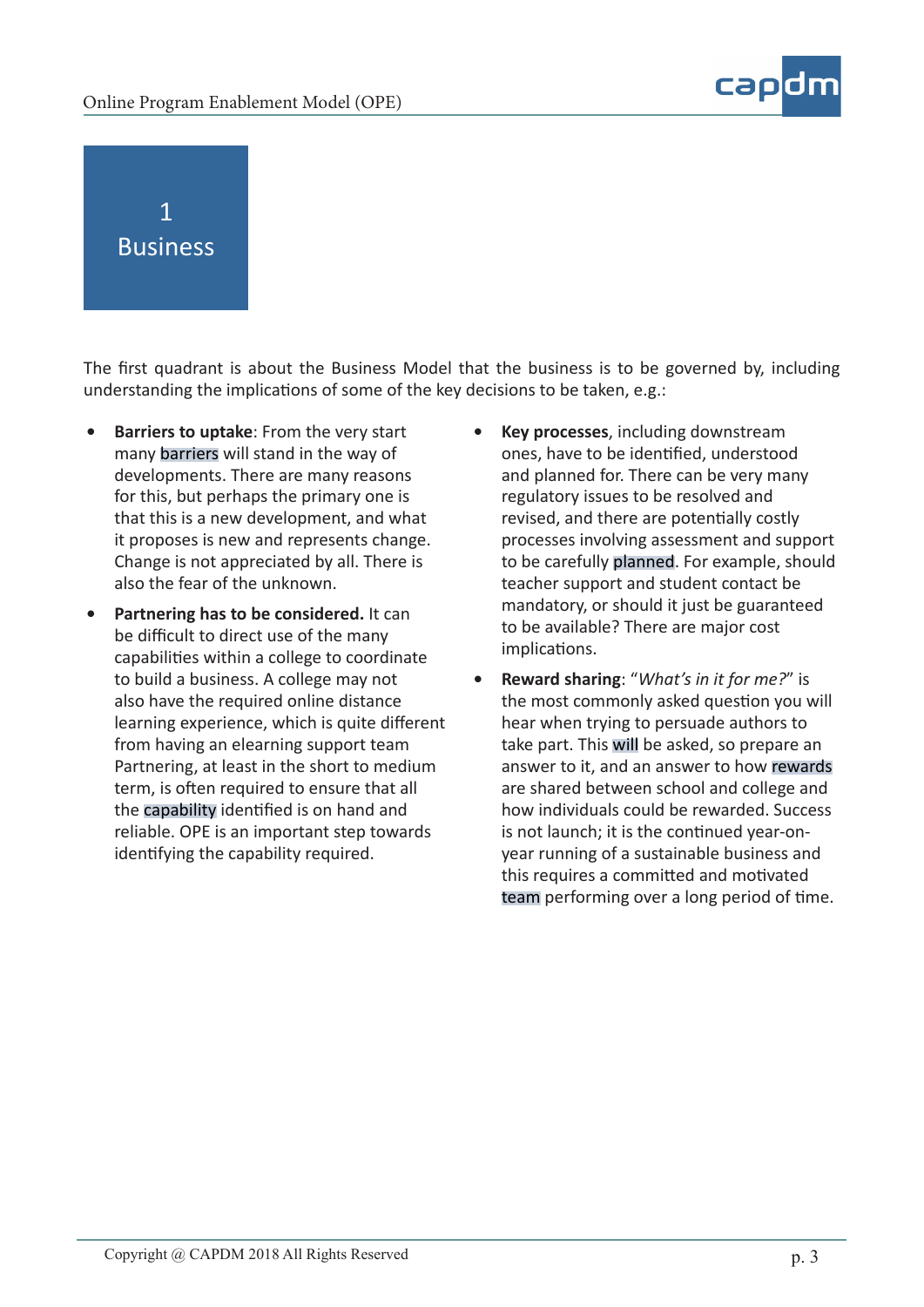# 1 Business

The first quadrant is about the Business Model that the business is to be governed by, including understanding the implications of some of the key decisions to be taken, e.g.:

- **Barriers to uptake**: From the very start many barriers will stand in the way of developments. There are many reasons for this, but perhaps the primary one is that this is a new development, and what it proposes is new and represents change. Change is not appreciated by all. There is also the fear of the unknown.
- **Partnering has to be considered.** It can be difficult to direct use of the many capabilities within a college to coordinate to build a business. A college may not also have the required online distance learning experience, which is quite different from having an elearning support team Partnering, at least in the short to medium term, is often required to ensure that all the capability identified is on hand and reliable. OPE is an important step towards identifying the capability required.
- **Key processes**, including downstream ones, have to be identified, understood and planned for. There can be very many regulatory issues to be resolved and revised, and there are potentially costly processes involving assessment and support to be carefully planned. For example, should teacher support and student contact be mandatory, or should it just be guaranteed to be available? There are major cost implications.
- **Reward sharing**: "*What's in it for me?*" is the most commonly asked question you will hear when trying to persuade authors to take part. This will be asked, so prepare an answer to it, and an answer to how rewards are shared between school and college and how individuals could be rewarded. Success is not launch; it is the continued year-on-year running of a sustainable business and this requires a committed and motivated team performing over a long period of time.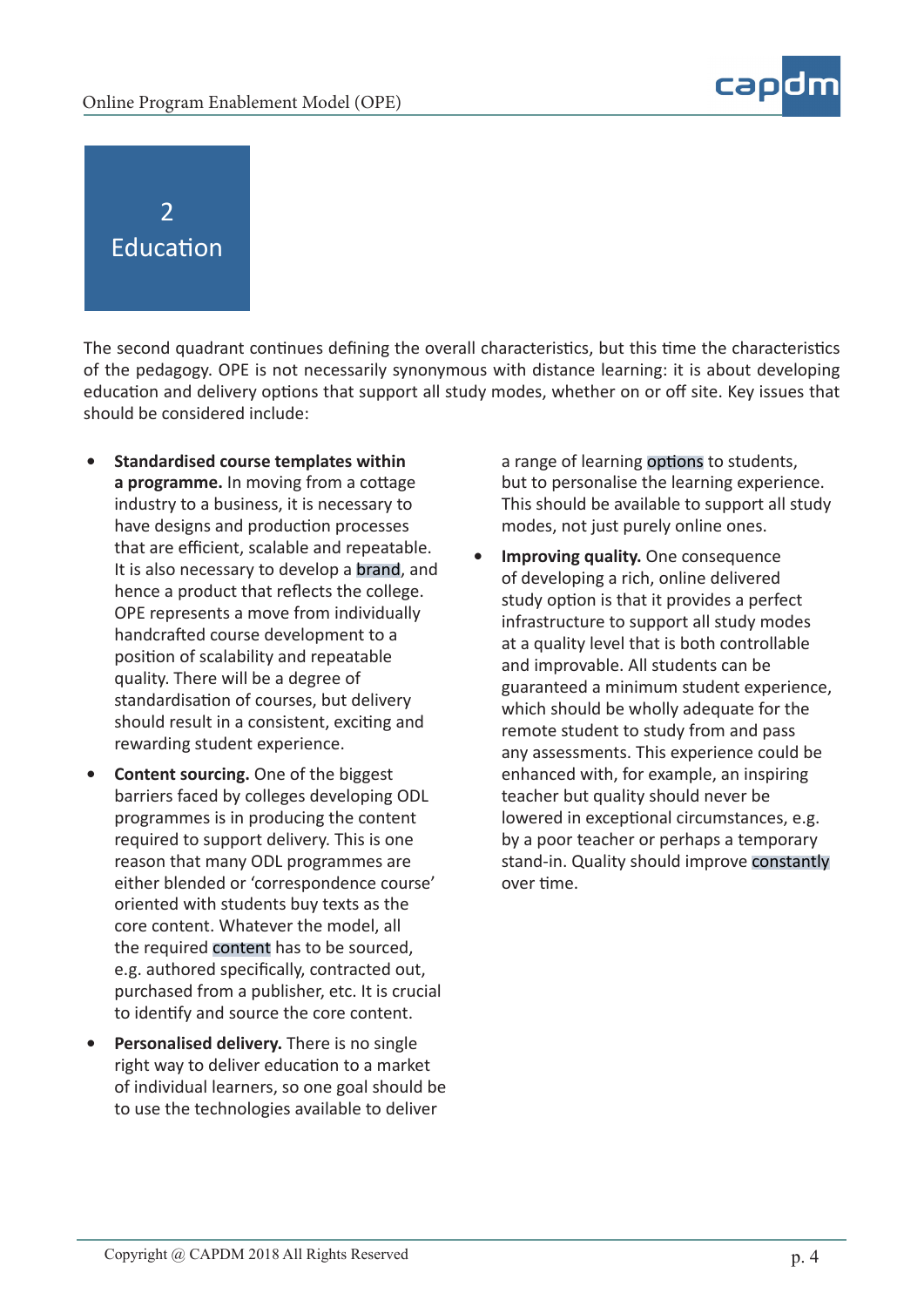# 2 Education

The second quadrant continues defining the overall characteristics, but this time the characteristics of the pedagogy. OPE is not necessarily synonymous with distance learning: it is about developing education and delivery options that support all study modes, whether on or off site. Key issues that should be considered include:

- **Standardised course templates within a programme.** In moving from a cottage industry to a business, it is necessary to have designs and production processes that are efficient, scalable and repeatable. It is also necessary to develop a brand, and hence a product that reflects the college. OPE represents a move from individually handcrafted course development to a position of scalability and repeatable quality. There will be a degree of standardisation of courses, but delivery should result in a consistent, exciting and rewarding student experience.
- **Content sourcing.** One of the biggest barriers faced by colleges developing ODL programmes is in producing the content required to support delivery. This is one reason that many ODL programmes are either blended or 'correspondence course' oriented with students buy texts as the core content. Whatever the model, all the required content has to be sourced, e.g. authored specifically, contracted out, purchased from a publisher, etc. It is crucial to identify and source the core content.
- **Personalised delivery.** There is no single right way to deliver education to a market of individual learners, so one goal should be to use the technologies available to deliver a range of learning options to students, but to personalise the learning experience. This should be available to support all study modes, not just purely online ones.
- **Improving quality.** One consequence of developing a rich, online delivered study option is that it provides a perfect infrastructure to support all study modes at a quality level that is both controllable and improvable. All students can be guaranteed a minimum student experience, which should be wholly adequate for the remote student to study from and pass any assessments. This experience could be enhanced with, for example, an inspiring teacher but quality should never be lowered in exceptional circumstances, e.g. by a poor teacher or perhaps a temporary stand-in. Quality should improve constantly over time.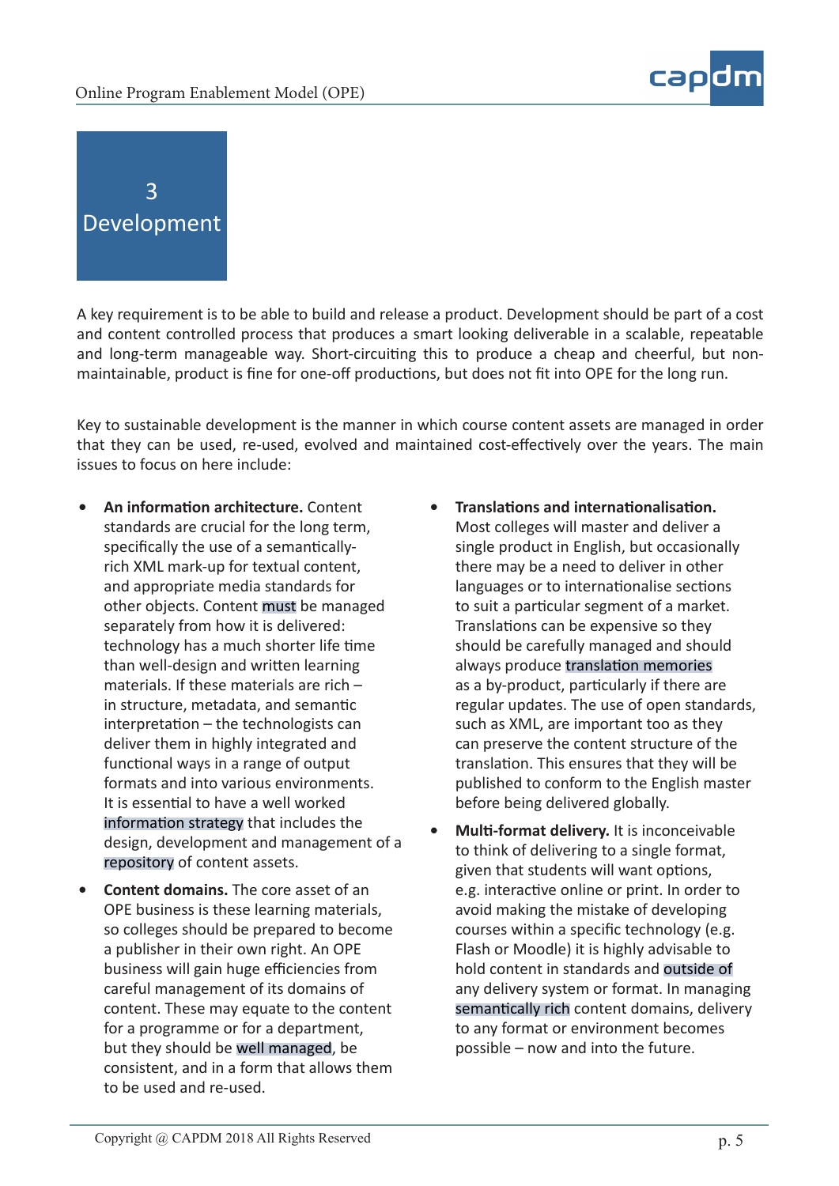# 3 Development

A key requirement is to be able to build and release a product. Development should be part of a cost and content controlled process that produces a smart looking deliverable in a scalable, repeatable and long-term manageable way. Short-circuiting this to produce a cheap and cheerful, but non-maintainable, product is fine for one-off productions, but does not fit into OPE for the long run.

Key to sustainable development is the manner in which course content assets are managed in order that they can be used, re-used, evolved and maintained cost-effectively over the years. The main issues to focus on here include:

- **An information architecture.** Content standards are crucial for the long term, specifically the use of a semantically-rich XML mark-up for textual content, and appropriate media standards for other objects. Content must be managed separately from how it is delivered: technology has a much shorter life time than well-design and written learning materials. If these materials are rich – in structure, metadata, and semantic interpretation – the technologists can deliver them in highly integrated and functional ways in a range of output formats and into various environments. It is essential to have a well worked information strategy that includes the design, development and management of a repository of content assets.
- **Content domains.** The core asset of an OPE business is these learning materials, so colleges should be prepared to become a publisher in their own right. An OPE business will gain huge efficiencies from careful management of its domains of content. These may equate to the content for a programme or for a department, but they should be well managed, be consistent, and in a form that allows them to be used and re-used.
- **Translations and internationalisation.** Most colleges will master and deliver a single product in English, but occasionally there may be a need to deliver in other languages or to internationalise sections to suit a particular segment of a market. Translations can be expensive so they should be carefully managed and should always produce translation memories as a by-product, particularly if there are regular updates. The use of open standards, such as XML, are important too as they can preserve the content structure of the translation. This ensures that they will be published to conform to the English master before being delivered globally.
- **Multi-format delivery.** It is inconceivable to think of delivering to a single format, given that students will want options, e.g. interactive online or print. In order to avoid making the mistake of developing courses within a specific technology (e.g. Flash or Moodle) it is highly advisable to hold content in standards and outside of any delivery system or format. In managing semantically rich content domains, delivery to any format or environment becomes possible – now and into the future.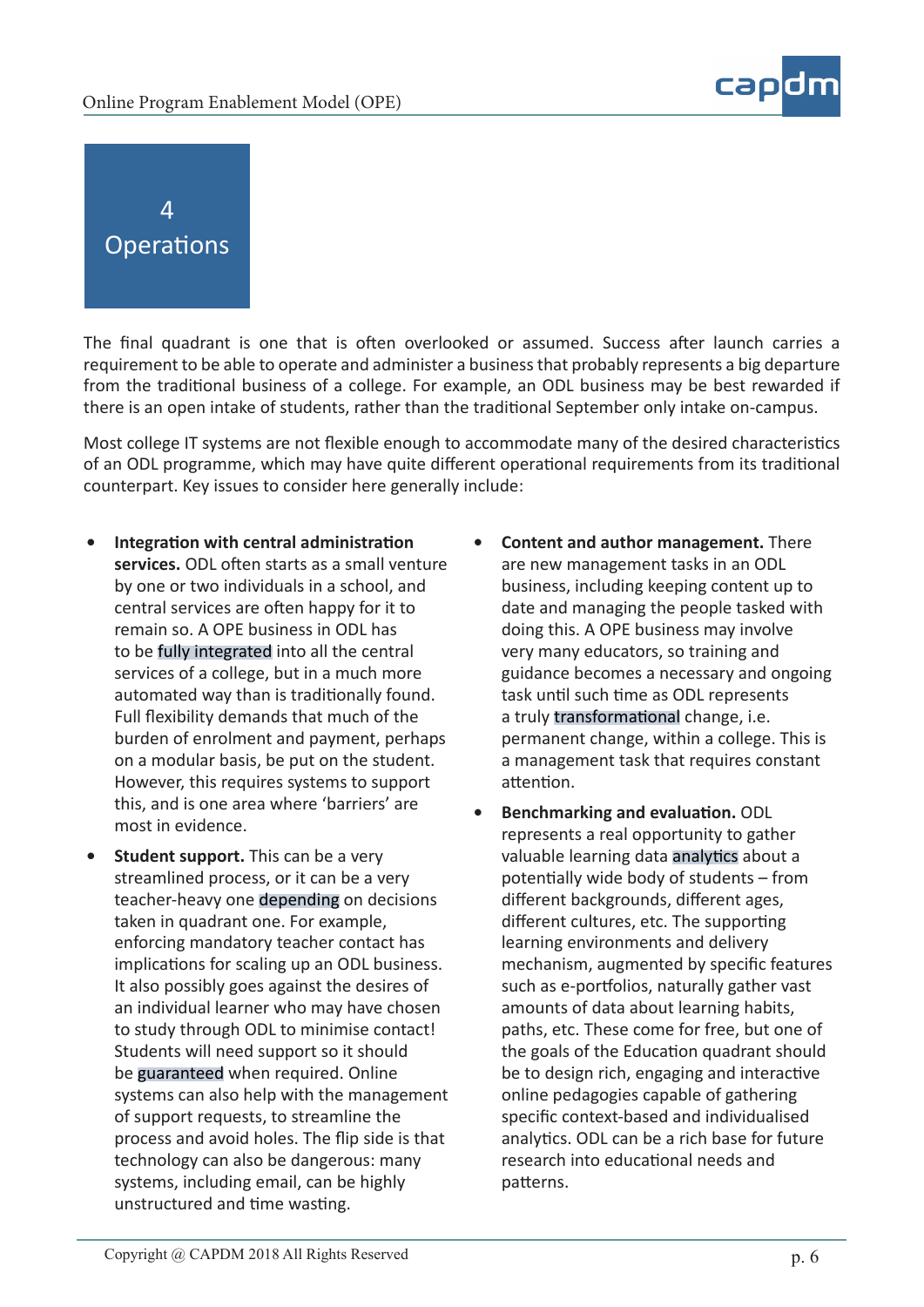# 4 Operations

The final quadrant is one that is often overlooked or assumed. Success after launch carries a requirement to be able to operate and administer a business that probably represents a big departure from the traditional business of a college. For example, an ODL business may be best rewarded if there is an open intake of students, rather than the traditional September only intake on-campus.

Most college IT systems are not flexible enough to accommodate many of the desired characteristics of an ODL programme, which may have quite different operational requirements from its traditional counterpart. Key issues to consider here generally include:

- **Integration with central administration services.** ODL often starts as a small venture by one or two individuals in a school, and central services are often happy for it to remain so. A OPE business in ODL has to be fully integrated into all the central services of a college, but in a much more automated way than is traditionally found. Full flexibility demands that much of the burden of enrolment and payment, perhaps on a modular basis, be put on the student. However, this requires systems to support this, and is one area where 'barriers' are most in evidence.
- **Student support.** This can be a very streamlined process, or it can be a very teacher-heavy one depending on decisions taken in quadrant one. For example, enforcing mandatory teacher contact has implications for scaling up an ODL business. It also possibly goes against the desires of an individual learner who may have chosen to study through ODL to minimise contact! Students will need support so it should be guaranteed when required. Online systems can also help with the management of support requests, to streamline the process and avoid holes. The flip side is that technology can also be dangerous: many systems, including email, can be highly unstructured and time wasting.
- **Content and author management.** There are new management tasks in an ODL business, including keeping content up to date and managing the people tasked with doing this. A OPE business may involve very many educators, so training and guidance becomes a necessary and ongoing task until such time as ODL represents a truly transformational change, i.e. permanent change, within a college. This is a management task that requires constant attention.
- **Benchmarking and evaluation.** ODL represents a real opportunity to gather valuable learning data analytics about a potentially wide body of students – from different backgrounds, different ages, different cultures, etc. The supporting learning environments and delivery mechanism, augmented by specific features such as e-portfolios, naturally gather vast amounts of data about learning habits, paths, etc. These come for free, but one of the goals of the Education quadrant should be to design rich, engaging and interactive online pedagogies capable of gathering specific context-based and individualised analytics. ODL can be a rich base for future research into educational needs and patterns.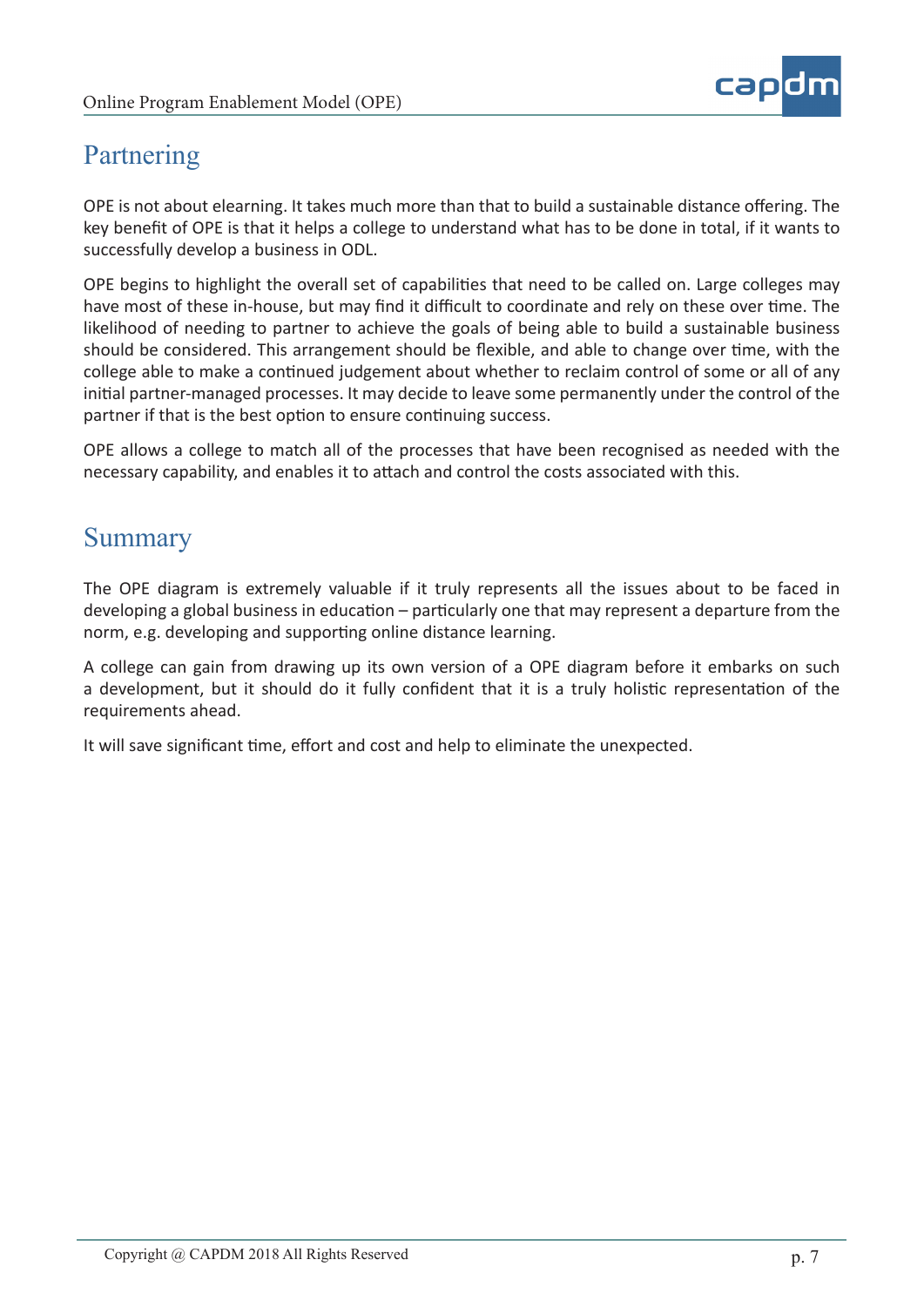## Partnering

OPE is not about elearning. It takes much more than that to build a sustainable distance offering. The key benefit of OPE is that it helps a college to understand what has to be done in total, if it wants to successfully develop a business in ODL.

OPE begins to highlight the overall set of capabilities that need to be called on. Large colleges may have most of these in-house, but may find it difficult to coordinate and rely on these over time. The likelihood of needing to partner to achieve the goals of being able to build a sustainable business should be considered. This arrangement should be flexible, and able to change over time, with the college able to make a continued judgement about whether to reclaim control of some or all of any initial partner-managed processes. It may decide to leave some permanently under the control of the partner if that is the best option to ensure continuing success.

OPE allows a college to match all of the processes that have been recognised as needed with the necessary capability, and enables it to attach and control the costs associated with this.

## Summary

The OPE diagram is extremely valuable if it truly represents all the issues about to be faced in developing a global business in education – particularly one that may represent a departure from the norm, e.g. developing and supporting online distance learning.

A college can gain from drawing up its own version of a OPE diagram before it embarks on such a development, but it should do it fully confident that it is a truly holistic representation of the requirements ahead.

It will save significant time, effort and cost and help to eliminate the unexpected.